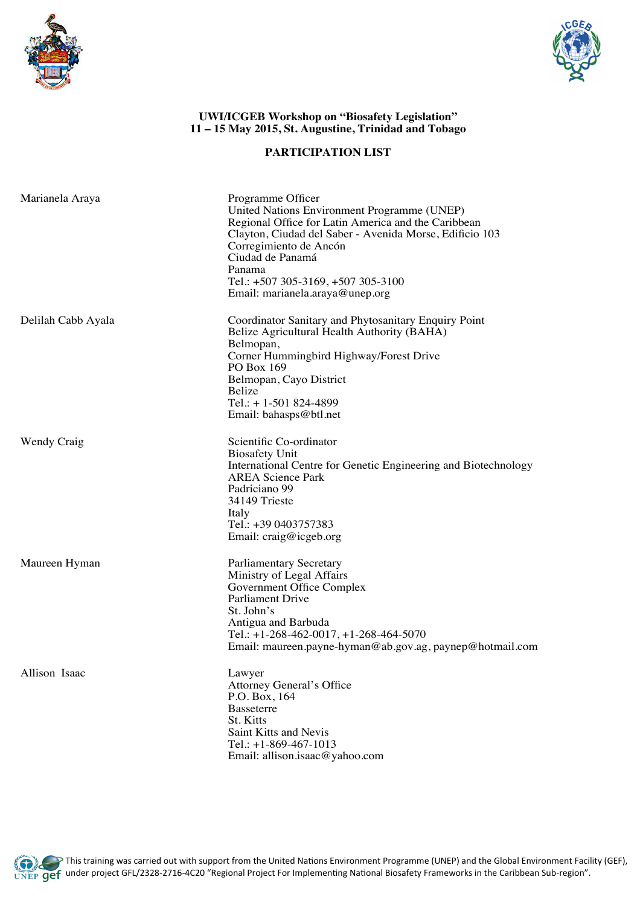**UWI/ICGEB Workshop on "Biosafety Legislation"**
**11 – 15 May 2015, St. Augustine, Trinidad and Tobago**

**PARTICIPATION LIST**

| | |
|---|---|
| Marianela Araya | Programme Officer<br>United Nations Environment Programme (UNEP)<br>Regional Office for Latin America and the Caribbean<br>Clayton, Ciudad del Saber - Avenida Morse, Edificio 103<br>Corregimiento de Ancón<br>Ciudad de Panamá<br>Panama<br>Tel.: +507 305-3169, +507 305-3100<br>Email: marianela.araya@unep.org |
| Delilah Cabb Ayala | Coordinator Sanitary and Phytosanitary Enquiry Point<br>Belize Agricultural Health Authority (BAHA)<br>Belmopan,<br>Corner Hummingbird Highway/Forest Drive<br>PO Box 169<br>Belmopan, Cayo District<br>Belize<br>Tel.: + 1-501 824-4899<br>Email: bahasps@btl.net |
| Wendy Craig | Scientific Co-ordinator<br>Biosafety Unit<br>International Centre for Genetic Engineering and Biotechnology<br>AREA Science Park<br>Padriciano 99<br>34149 Trieste<br>Italy<br>Tel.: +39 0403757383<br>Email: craig@icgeb.org |
| Maureen Hyman | Parliamentary Secretary<br>Ministry of Legal Affairs<br>Government Office Complex<br>Parliament Drive<br>St. John's<br>Antigua and Barbuda<br>Tel.: +1-268-462-0017, +1-268-464-5070<br>Email: maureen.payne-hyman@ab.gov.ag, paynep@hotmail.com |
| Allison Isaac | Lawyer<br>Attorney General's Office<br>P.O. Box, 164<br>Basseterre<br>St. Kitts<br>Saint Kitts and Nevis<br>Tel.: +1-869-467-1013<br>Email: allison.isaac@yahoo.com |

This training was carried out with support from the United Nations Environment Programme (UNEP) and the Global Environment Facility (GEF), under project GFL/2328-2716-4C20 "Regional Project For Implementing National Biosafety Frameworks in the Caribbean Sub-region".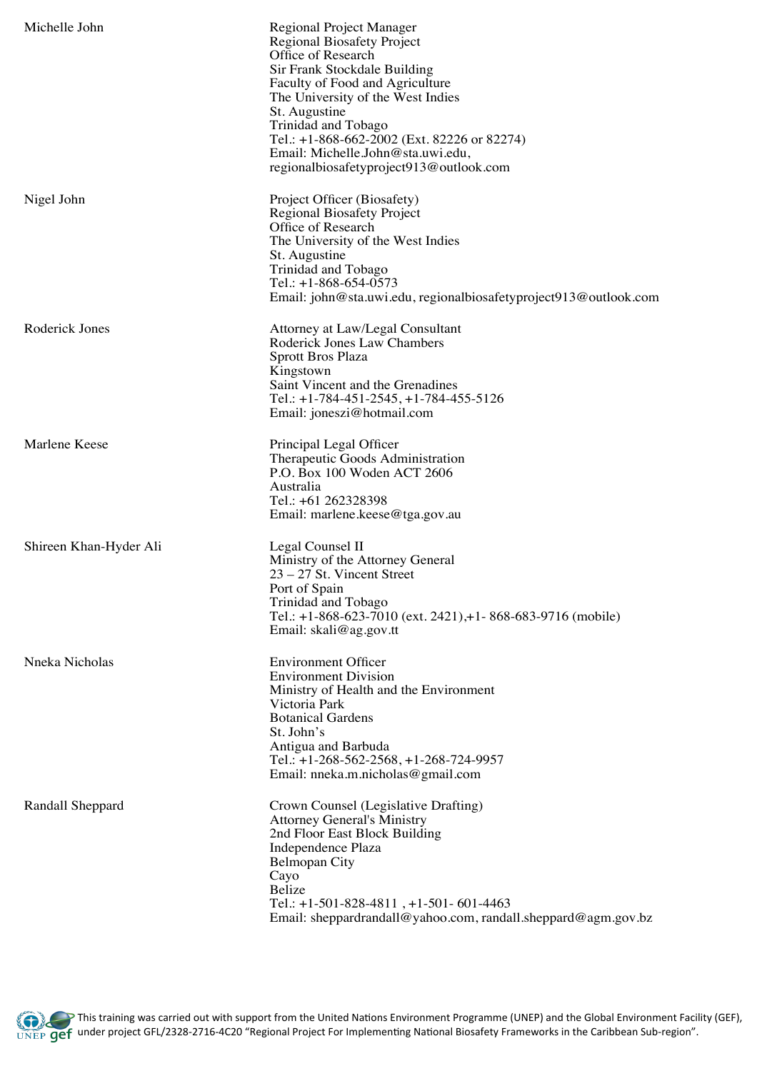| | |
|---|---|
| Michelle John | Regional Project Manager<br>Regional Biosafety Project<br>Office of Research<br>Sir Frank Stockdale Building<br>Faculty of Food and Agriculture<br>The University of the West Indies<br>St. Augustine<br>Trinidad and Tobago<br>Tel.: +1-868-662-2002 (Ext. 82226 or 82274)<br>Email: Michelle.John@sta.uwi.edu,<br>regionalbiosafetyproject913@outlook.com |
| Nigel John | Project Officer (Biosafety)<br>Regional Biosafety Project<br>Office of Research<br>The University of the West Indies<br>St. Augustine<br>Trinidad and Tobago<br>Tel.: +1-868-654-0573<br>Email: john@sta.uwi.edu, regionalbiosafetyproject913@outlook.com |
| Roderick Jones | Attorney at Law/Legal Consultant<br>Roderick Jones Law Chambers<br>Sprott Bros Plaza<br>Kingstown<br>Saint Vincent and the Grenadines<br>Tel.: +1-784-451-2545, +1-784-455-5126<br>Email: joneszi@hotmail.com |
| Marlene Keese | Principal Legal Officer<br>Therapeutic Goods Administration<br>P.O. Box 100 Woden ACT 2606<br>Australia<br>Tel.: +61 262328398<br>Email: marlene.keese@tga.gov.au |
| Shireen Khan-Hyder Ali | Legal Counsel II<br>Ministry of the Attorney General<br>23 – 27 St. Vincent Street<br>Port of Spain<br>Trinidad and Tobago<br>Tel.: +1-868-623-7010 (ext. 2421),+1- 868-683-9716 (mobile)<br>Email: skali@ag.gov.tt |
| Nneka Nicholas | Environment Officer<br>Environment Division<br>Ministry of Health and the Environment<br>Victoria Park<br>Botanical Gardens<br>St. John's<br>Antigua and Barbuda<br>Tel.: +1-268-562-2568, +1-268-724-9957<br>Email: nneka.m.nicholas@gmail.com |
| Randall Sheppard | Crown Counsel (Legislative Drafting)<br>Attorney General's Ministry<br>2nd Floor East Block Building<br>Independence Plaza<br>Belmopan City<br>Cayo<br>Belize<br>Tel.: +1-501-828-4811 , +1-501- 601-4463<br>Email: sheppardrandall@yahoo.com, randall.sheppard@agm.gov.bz |

This training was carried out with support from the United Nations Environment Programme (UNEP) and the Global Environment Facility (GEF), under project GFL/2328-2716-4C20 "Regional Project For Implementing National Biosafety Frameworks in the Caribbean Sub-region".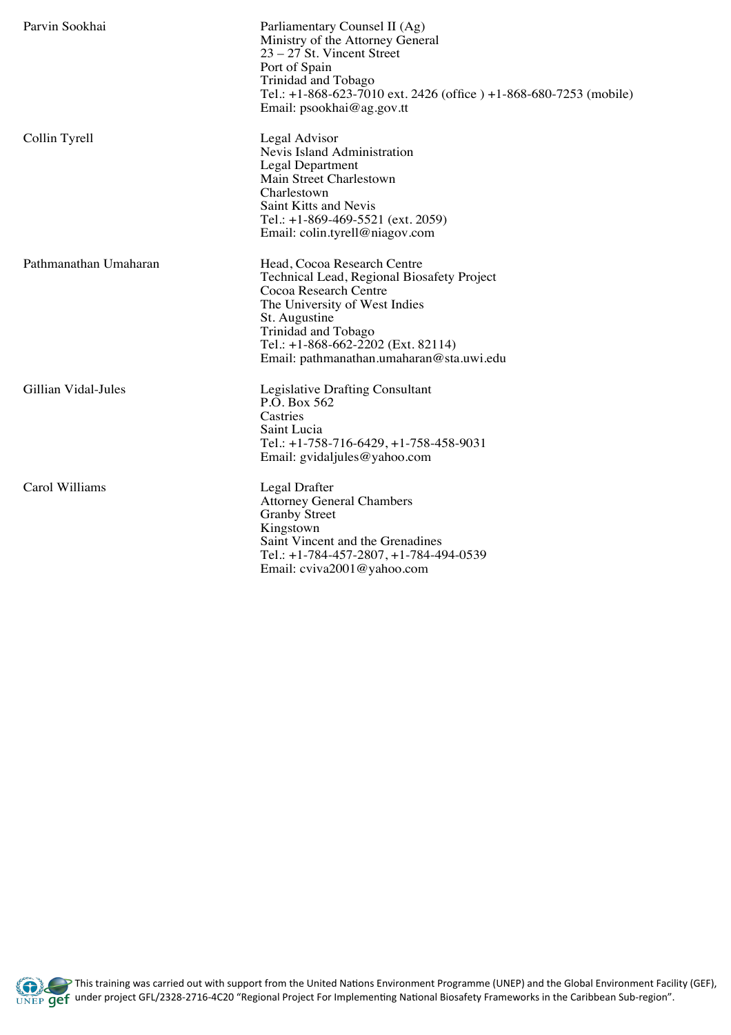| | |
|---|---|
| Parvin Sookhai | Parliamentary Counsel II (Ag)<br>Ministry of the Attorney General<br>23 – 27 St. Vincent Street<br>Port of Spain<br>Trinidad and Tobago<br>Tel.: +1-868-623-7010 ext. 2426 (office ) +1-868-680-7253 (mobile)<br>Email: psookhai@ag.gov.tt |
| Collin Tyrell | Legal Advisor<br>Nevis Island Administration<br>Legal Department<br>Main Street Charlestown<br>Charlestown<br>Saint Kitts and Nevis<br>Tel.: +1-869-469-5521 (ext. 2059)<br>Email: colin.tyrell@niagov.com |
| Pathmanathan Umaharan | Head, Cocoa Research Centre<br>Technical Lead, Regional Biosafety Project<br>Cocoa Research Centre<br>The University of West Indies<br>St. Augustine<br>Trinidad and Tobago<br>Tel.: +1-868-662-2202 (Ext. 82114)<br>Email: pathmanathan.umaharan@sta.uwi.edu |
| Gillian Vidal-Jules | Legislative Drafting Consultant<br>P.O. Box 562<br>Castries<br>Saint Lucia<br>Tel.: +1-758-716-6429, +1-758-458-9031<br>Email: gvidaljules@yahoo.com |
| Carol Williams | Legal Drafter<br>Attorney General Chambers<br>Granby Street<br>Kingstown<br>Saint Vincent and the Grenadines<br>Tel.: +1-784-457-2807, +1-784-494-0539<br>Email: cviva2001@yahoo.com |

This training was carried out with support from the United Nations Environment Programme (UNEP) and the Global Environment Facility (GEF), under project GFL/2328-2716-4C20 "Regional Project For Implementing National Biosafety Frameworks in the Caribbean Sub-region".